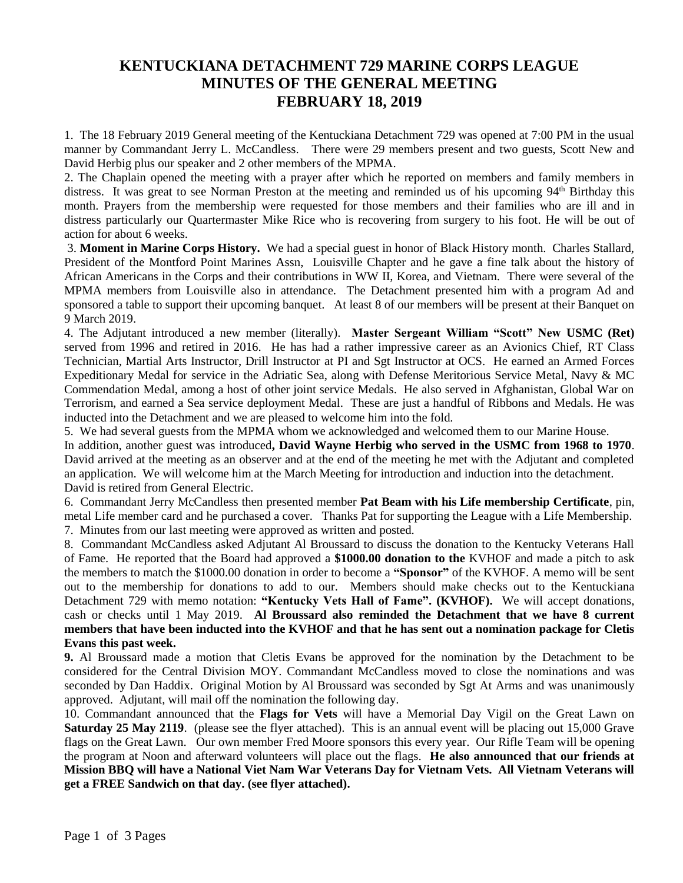# KENTUCKIANA DETACHMENT 729 MARINE CORPS LEAGUE
# MINUTES OF THE GENERAL MEETING
# FEBRUARY 18, 2019

1. The 18 February 2019 General meeting of the Kentuckiana Detachment 729 was opened at 7:00 PM in the usual manner by Commandant Jerry L. McCandless. There were 29 members present and two guests, Scott New and David Herbig plus our speaker and 2 other members of the MPMA.

2. The Chaplain opened the meeting with a prayer after which he reported on members and family members in distress. It was great to see Norman Preston at the meeting and reminded us of his upcoming 94th Birthday this month. Prayers from the membership were requested for those members and their families who are ill and in distress particularly our Quartermaster Mike Rice who is recovering from surgery to his foot. He will be out of action for about 6 weeks.

3. **Moment in Marine Corps History.** We had a special guest in honor of Black History month. Charles Stallard, President of the Montford Point Marines Assn, Louisville Chapter and he gave a fine talk about the history of African Americans in the Corps and their contributions in WW II, Korea, and Vietnam. There were several of the MPMA members from Louisville also in attendance. The Detachment presented him with a program Ad and sponsored a table to support their upcoming banquet. At least 8 of our members will be present at their Banquet on 9 March 2019.

4. The Adjutant introduced a new member (literally). **Master Sergeant William "Scott" New USMC (Ret)** served from 1996 and retired in 2016. He has had a rather impressive career as an Avionics Chief, RT Class Technician, Martial Arts Instructor, Drill Instructor at PI and Sgt Instructor at OCS. He earned an Armed Forces Expeditionary Medal for service in the Adriatic Sea, along with Defense Meritorious Service Metal, Navy & MC Commendation Medal, among a host of other joint service Medals. He also served in Afghanistan, Global War on Terrorism, and earned a Sea service deployment Medal. These are just a handful of Ribbons and Medals. He was inducted into the Detachment and we are pleased to welcome him into the fold.

5. We had several guests from the MPMA whom we acknowledged and welcomed them to our Marine House. In addition, another guest was introduced**, David Wayne Herbig who served in the USMC from 1968 to 1970**. David arrived at the meeting as an observer and at the end of the meeting he met with the Adjutant and completed an application. We will welcome him at the March Meeting for introduction and induction into the detachment. David is retired from General Electric.

6. Commandant Jerry McCandless then presented member **Pat Beam with his Life membership Certificate**, pin, metal Life member card and he purchased a cover. Thanks Pat for supporting the League with a Life Membership.

7. Minutes from our last meeting were approved as written and posted.

8. Commandant McCandless asked Adjutant Al Broussard to discuss the donation to the Kentucky Veterans Hall of Fame. He reported that the Board had approved a **$1000.00 donation to the** KVHOF and made a pitch to ask the members to match the $1000.00 donation in order to become a **"Sponsor"** of the KVHOF. A memo will be sent out to the membership for donations to add to our. Members should make checks out to the Kentuckiana Detachment 729 with memo notation: **"Kentucky Vets Hall of Fame". (KVHOF).** We will accept donations, cash or checks until 1 May 2019. **Al Broussard also reminded the Detachment that we have 8 current members that have been inducted into the KVHOF and that he has sent out a nomination package for Cletis Evans this past week.**

**9.** Al Broussard made a motion that Cletis Evans be approved for the nomination by the Detachment to be considered for the Central Division MOY. Commandant McCandless moved to close the nominations and was seconded by Dan Haddix. Original Motion by Al Broussard was seconded by Sgt At Arms and was unanimously approved. Adjutant, will mail off the nomination the following day.

10. Commandant announced that the **Flags for Vets** will have a Memorial Day Vigil on the Great Lawn on **Saturday 25 May 2119**. (please see the flyer attached). This is an annual event will be placing out 15,000 Grave flags on the Great Lawn. Our own member Fred Moore sponsors this every year. Our Rifle Team will be opening the program at Noon and afterward volunteers will place out the flags. **He also announced that our friends at Mission BBQ will have a National Viet Nam War Veterans Day for Vietnam Vets. All Vietnam Veterans will get a FREE Sandwich on that day. (see flyer attached).**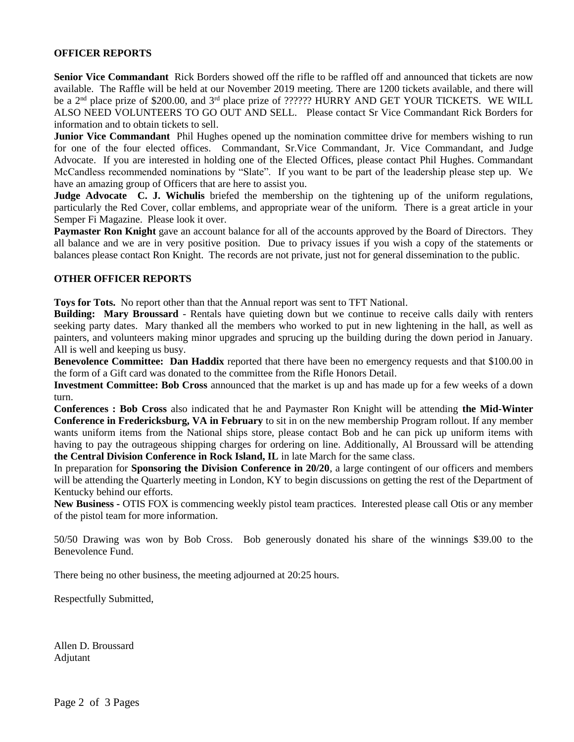## OFFICER REPORTS

**Senior Vice Commandant** Rick Borders showed off the rifle to be raffled off and announced that tickets are now available. The Raffle will be held at our November 2019 meeting. There are 1200 tickets available, and there will be a 2nd place prize of $200.00, and 3rd place prize of ?????? HURRY AND GET YOUR TICKETS. WE WILL ALSO NEED VOLUNTEERS TO GO OUT AND SELL. Please contact Sr Vice Commandant Rick Borders for information and to obtain tickets to sell.

**Junior Vice Commandant** Phil Hughes opened up the nomination committee drive for members wishing to run for one of the four elected offices. Commandant, Sr.Vice Commandant, Jr. Vice Commandant, and Judge Advocate. If you are interested in holding one of the Elected Offices, please contact Phil Hughes. Commandant McCandless recommended nominations by "Slate". If you want to be part of the leadership please step up. We have an amazing group of Officers that are here to assist you.

**Judge Advocate C. J. Wichulis** briefed the membership on the tightening up of the uniform regulations, particularly the Red Cover, collar emblems, and appropriate wear of the uniform. There is a great article in your Semper Fi Magazine. Please look it over.

**Paymaster Ron Knight** gave an account balance for all of the accounts approved by the Board of Directors. They all balance and we are in very positive position. Due to privacy issues if you wish a copy of the statements or balances please contact Ron Knight. The records are not private, just not for general dissemination to the public.

## OTHER OFFICER REPORTS

**Toys for Tots.** No report other than that the Annual report was sent to TFT National.

**Building: Mary Broussard** - Rentals have quieting down but we continue to receive calls daily with renters seeking party dates. Mary thanked all the members who worked to put in new lightening in the hall, as well as painters, and volunteers making minor upgrades and sprucing up the building during the down period in January. All is well and keeping us busy.

**Benevolence Committee: Dan Haddix** reported that there have been no emergency requests and that $100.00 in the form of a Gift card was donated to the committee from the Rifle Honors Detail.

**Investment Committee: Bob Cross** announced that the market is up and has made up for a few weeks of a down turn.

**Conferences : Bob Cross** also indicated that he and Paymaster Ron Knight will be attending **the Mid-Winter Conference in Fredericksburg, VA in February** to sit in on the new membership Program rollout. If any member wants uniform items from the National ships store, please contact Bob and he can pick up uniform items with having to pay the outrageous shipping charges for ordering on line. Additionally, Al Broussard will be attending **the Central Division Conference in Rock Island, IL** in late March for the same class.

In preparation for **Sponsoring the Division Conference in 20/20**, a large contingent of our officers and members will be attending the Quarterly meeting in London, KY to begin discussions on getting the rest of the Department of Kentucky behind our efforts.

**New Business** - OTIS FOX is commencing weekly pistol team practices. Interested please call Otis or any member of the pistol team for more information.

50/50 Drawing was won by Bob Cross. Bob generously donated his share of the winnings $39.00 to the Benevolence Fund.

There being no other business, the meeting adjourned at 20:25 hours.

Respectfully Submitted,

Allen D. Broussard
Adjutant